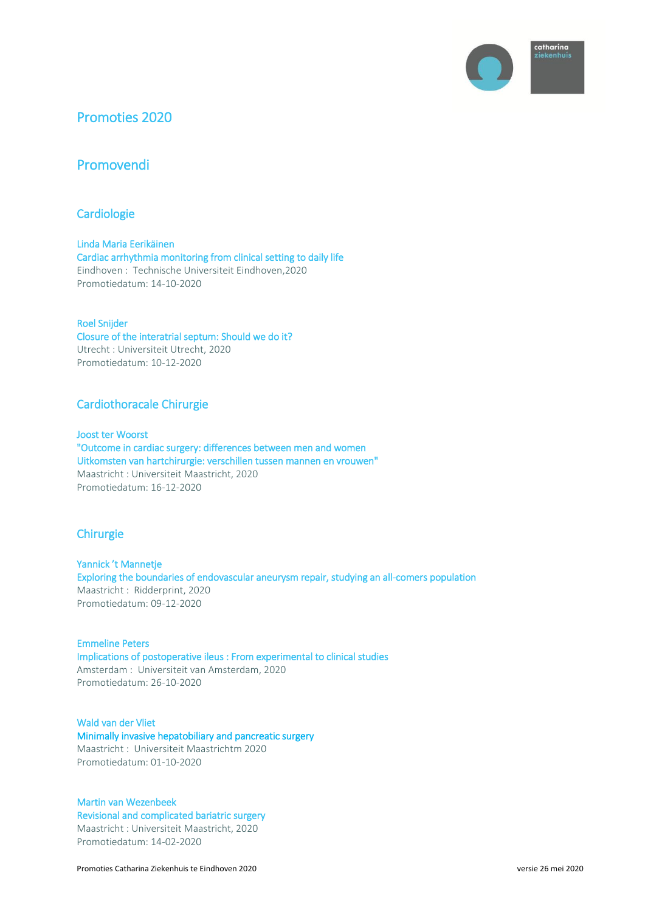# Promoties 2020

## Promovendi

### Cardiologie

Linda Maria Eerikäinen
Cardiac arrhythmia monitoring from clinical setting to daily life
Eindhoven : Technische Universiteit Eindhoven,2020
Promotiedatum: 14-10-2020

Roel Snijder
Closure of the interatrial septum: Should we do it?
Utrecht : Universiteit Utrecht, 2020
Promotiedatum: 10-12-2020

### Cardiothoracale Chirurgie

Joost ter Woorst
"Outcome in cardiac surgery: differences between men and women
Uitkomsten van hartchirurgie: verschillen tussen mannen en vrouwen"
Maastricht : Universiteit Maastricht, 2020
Promotiedatum: 16-12-2020

### Chirurgie

Yannick 't Mannetje
Exploring the boundaries of endovascular aneurysm repair, studying an all-comers population
Maastricht : Ridderprint, 2020
Promotiedatum: 09-12-2020

Emmeline Peters
Implications of postoperative ileus : From experimental to clinical studies
Amsterdam : Universiteit van Amsterdam, 2020
Promotiedatum: 26-10-2020

Wald van der Vliet
Minimally invasive hepatobiliary and pancreatic surgery
Maastricht : Universiteit Maastrichtm 2020
Promotiedatum: 01-10-2020

Martin van Wezenbeek
Revisional and complicated bariatric surgery
Maastricht : Universiteit Maastricht, 2020
Promotiedatum: 14-02-2020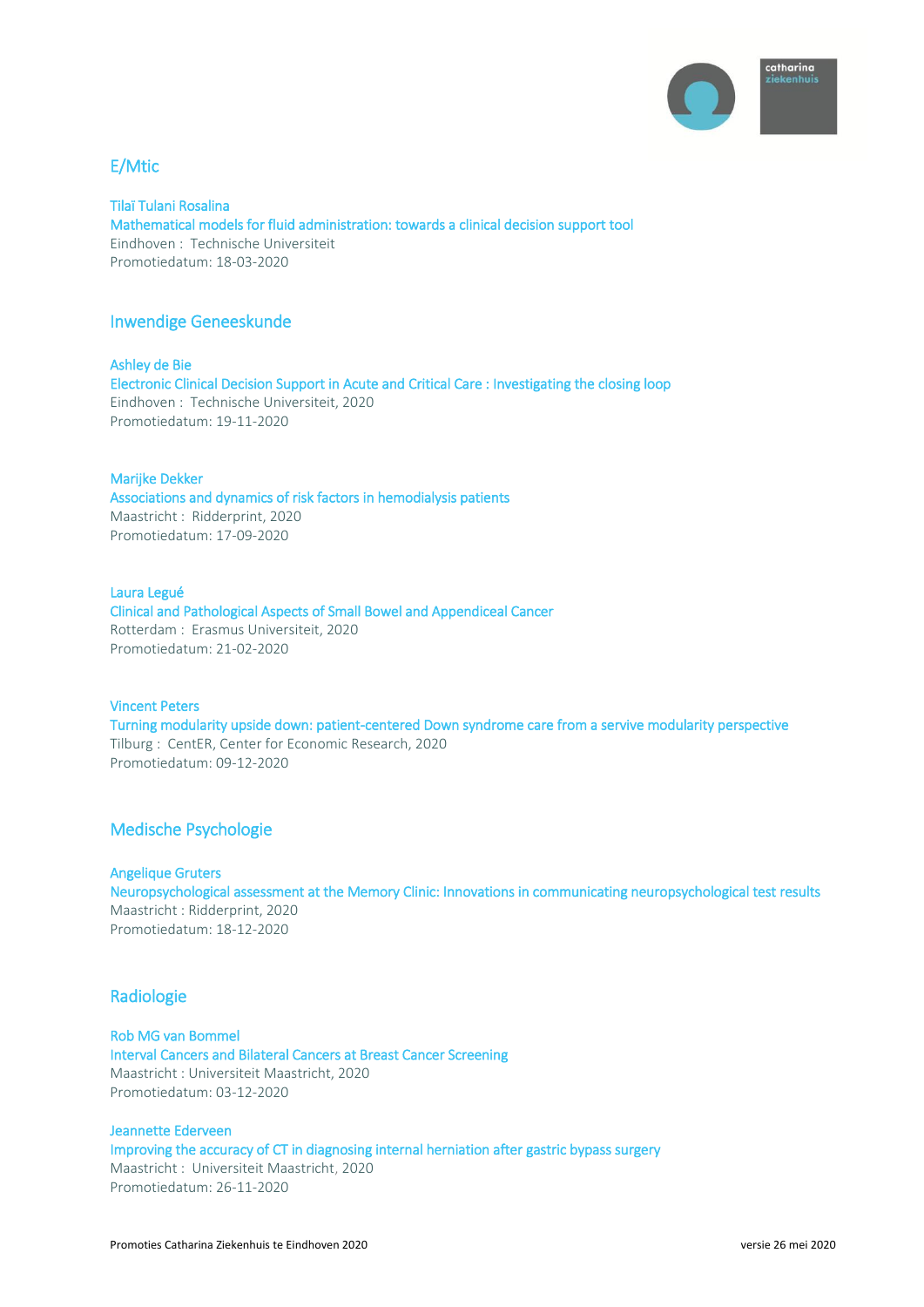## E/Mtic

Tilaï Tulani Rosalina
Mathematical models for fluid administration: towards a clinical decision support tool
Eindhoven : Technische Universiteit
Promotiedatum: 18-03-2020

## Inwendige Geneeskunde

Ashley de Bie
Electronic Clinical Decision Support in Acute and Critical Care : Investigating the closing loop
Eindhoven : Technische Universiteit, 2020
Promotiedatum: 19-11-2020

Marijke Dekker
Associations and dynamics of risk factors in hemodialysis patients
Maastricht : Ridderprint, 2020
Promotiedatum: 17-09-2020

Laura Legué
Clinical and Pathological Aspects of Small Bowel and Appendiceal Cancer
Rotterdam : Erasmus Universiteit, 2020
Promotiedatum: 21-02-2020

Vincent Peters
Turning modularity upside down: patient-centered Down syndrome care from a servive modularity perspective
Tilburg : CentER, Center for Economic Research, 2020
Promotiedatum: 09-12-2020

## Medische Psychologie

Angelique Gruters
Neuropsychological assessment at the Memory Clinic: Innovations in communicating neuropsychological test results
Maastricht : Ridderprint, 2020
Promotiedatum: 18-12-2020

## Radiologie

Rob MG van Bommel
Interval Cancers and Bilateral Cancers at Breast Cancer Screening
Maastricht : Universiteit Maastricht, 2020
Promotiedatum: 03-12-2020

Jeannette Ederveen
Improving the accuracy of CT in diagnosing internal herniation after gastric bypass surgery
Maastricht : Universiteit Maastricht, 2020
Promotiedatum: 26-11-2020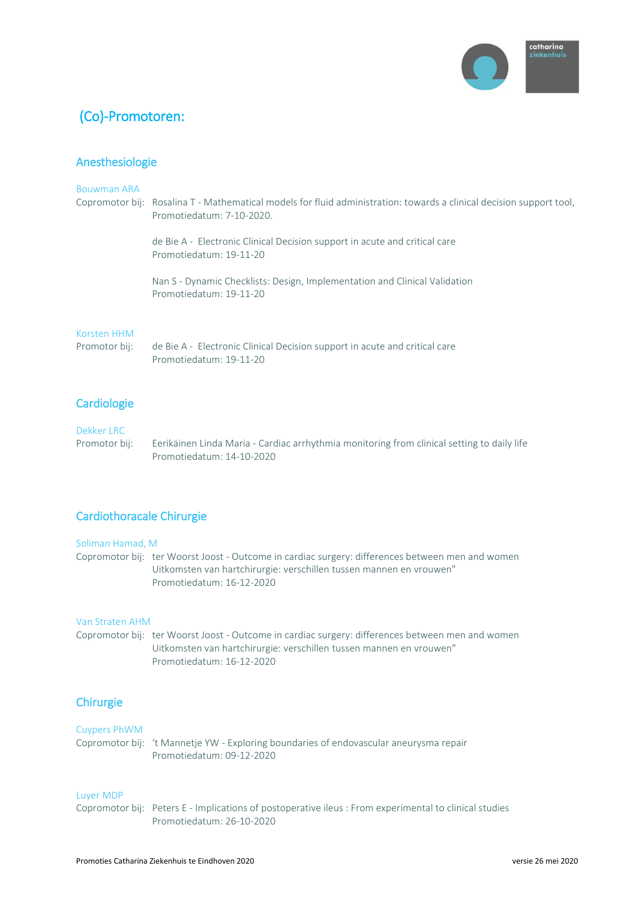# (Co)-Promotoren:

## Anesthesiologie

### Bouwman ARA

Copromotor bij: Rosalina T - Mathematical models for fluid administration: towards a clinical decision support tool, Promotiedatum: 7-10-2020.

de Bie A - Electronic Clinical Decision support in acute and critical care
Promotiedatum: 19-11-20

Nan S - Dynamic Checklists: Design, Implementation and Clinical Validation
Promotiedatum: 19-11-20

### Korsten HHM

Promotor bij: de Bie A - Electronic Clinical Decision support in acute and critical care
Promotiedatum: 19-11-20

## Cardiologie

### Dekker LRC

Promotor bij: Eerikäinen Linda Maria - Cardiac arrhythmia monitoring from clinical setting to daily life
Promotiedatum: 14-10-2020

## Cardiothoracale Chirurgie

### Soliman Hamad, M

Copromotor bij: ter Woorst Joost - Outcome in cardiac surgery: differences between men and women
Uitkomsten van hartchirurgie: verschillen tussen mannen en vrouwen"
Promotiedatum: 16-12-2020

### Van Straten AHM

Copromotor bij: ter Woorst Joost - Outcome in cardiac surgery: differences between men and women
Uitkomsten van hartchirurgie: verschillen tussen mannen en vrouwen"
Promotiedatum: 16-12-2020

## Chirurgie

### Cuypers PhWM

Copromotor bij: 't Mannetje YW - Exploring boundaries of endovascular aneurysma repair
Promotiedatum: 09-12-2020

### Luyer MDP

Copromotor bij: Peters E - Implications of postoperative ileus : From experimental to clinical studies
Promotiedatum: 26-10-2020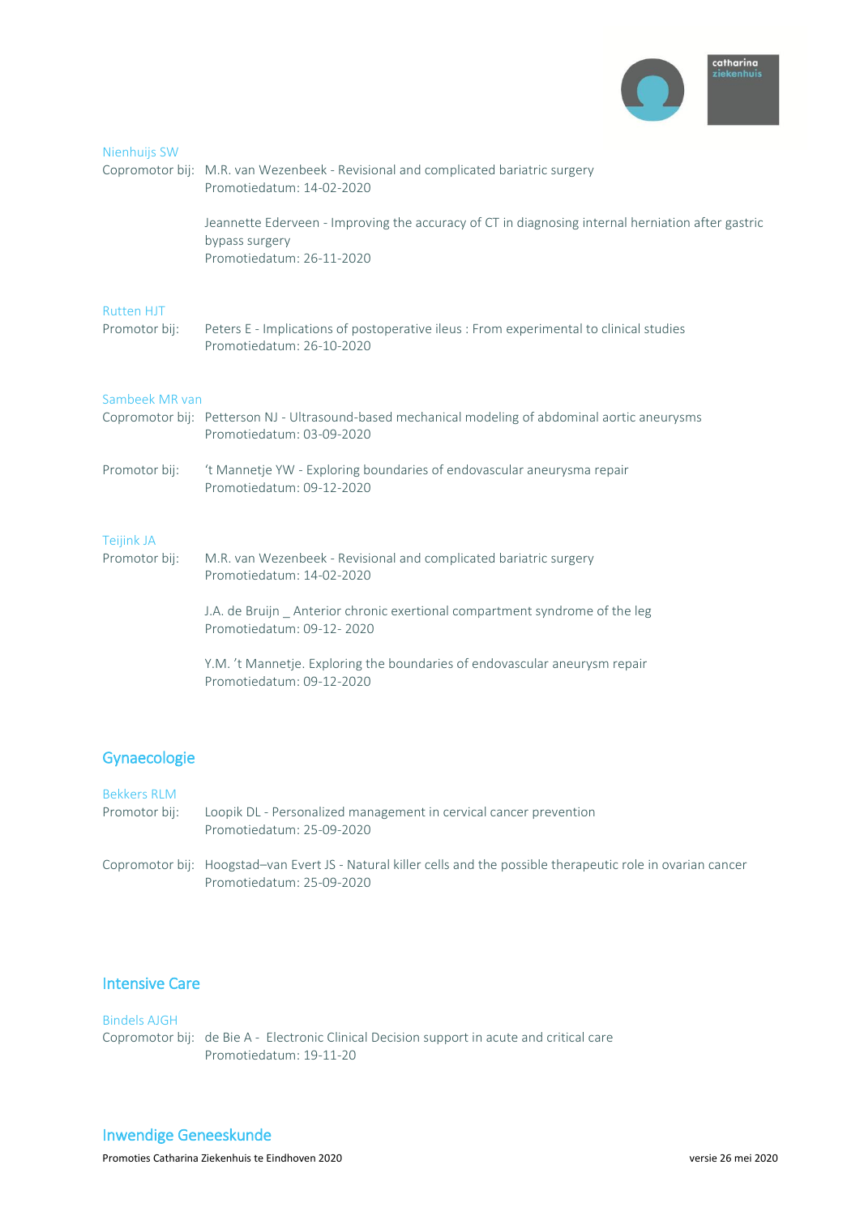Nienhuijs SW

Copromotor bij: M.R. van Wezenbeek - Revisional and complicated bariatric surgery
Promotiedatum: 14-02-2020

Jeannette Ederveen - Improving the accuracy of CT in diagnosing internal herniation after gastric bypass surgery
Promotiedatum: 26-11-2020

Rutten HJT

Promotor bij: Peters E - Implications of postoperative ileus : From experimental to clinical studies
Promotiedatum: 26-10-2020

Sambeek MR van

Copromotor bij: Petterson NJ - Ultrasound-based mechanical modeling of abdominal aortic aneurysms
Promotiedatum: 03-09-2020

Promotor bij: 't Mannetje YW - Exploring boundaries of endovascular aneurysma repair
Promotiedatum: 09-12-2020

Teijink JA

Promotor bij: M.R. van Wezenbeek - Revisional and complicated bariatric surgery
Promotiedatum: 14-02-2020

J.A. de Bruijn _ Anterior chronic exertional compartment syndrome of the leg
Promotiedatum: 09-12- 2020

Y.M. 't Mannetje. Exploring the boundaries of endovascular aneurysm repair
Promotiedatum: 09-12-2020

## Gynaecologie

Bekkers RLM

Promotor bij: Loopik DL - Personalized management in cervical cancer prevention
Promotiedatum: 25-09-2020

Copromotor bij: Hoogstad–van Evert JS - Natural killer cells and the possible therapeutic role in ovarian cancer
Promotiedatum: 25-09-2020

## Intensive Care

Bindels AJGH

Copromotor bij: de Bie A - Electronic Clinical Decision support in acute and critical care
Promotiedatum: 19-11-20

## Inwendige Geneeskunde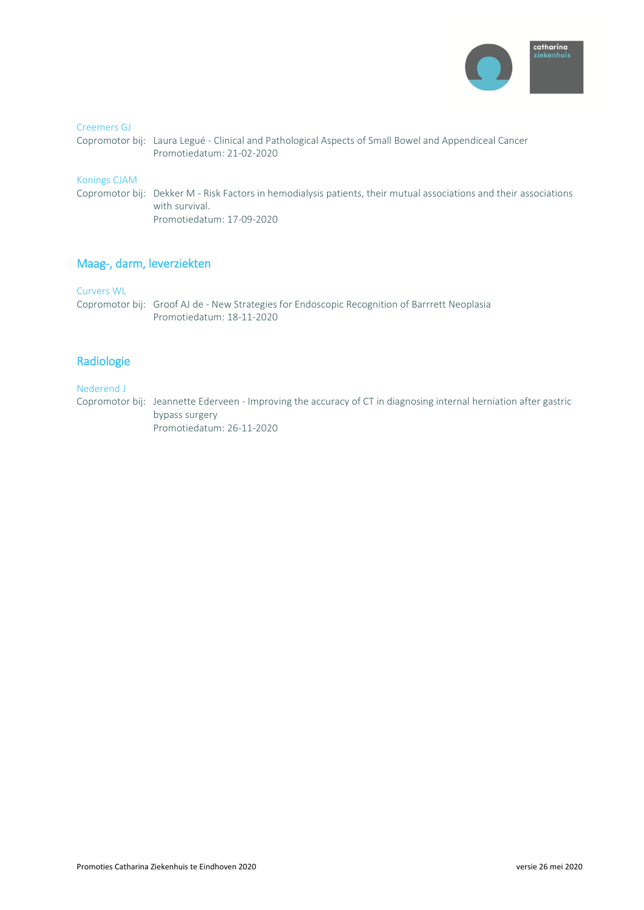Creemers GJ

Copromotor bij: Laura Legué - Clinical and Pathological Aspects of Small Bowel and Appendiceal Cancer
Promotiedatum: 21-02-2020

Konings CJAM

Copromotor bij: Dekker M - Risk Factors in hemodialysis patients, their mutual associations and their associations with survival.
Promotiedatum: 17-09-2020

## Maag-, darm, leverziekten

Curvers WL

Copromotor bij: Groof AJ de - New Strategies for Endoscopic Recognition of Barrrett Neoplasia
Promotiedatum: 18-11-2020

## Radiologie

Nederend J

Copromotor bij: Jeannette Ederveen - Improving the accuracy of CT in diagnosing internal herniation after gastric bypass surgery
Promotiedatum: 26-11-2020